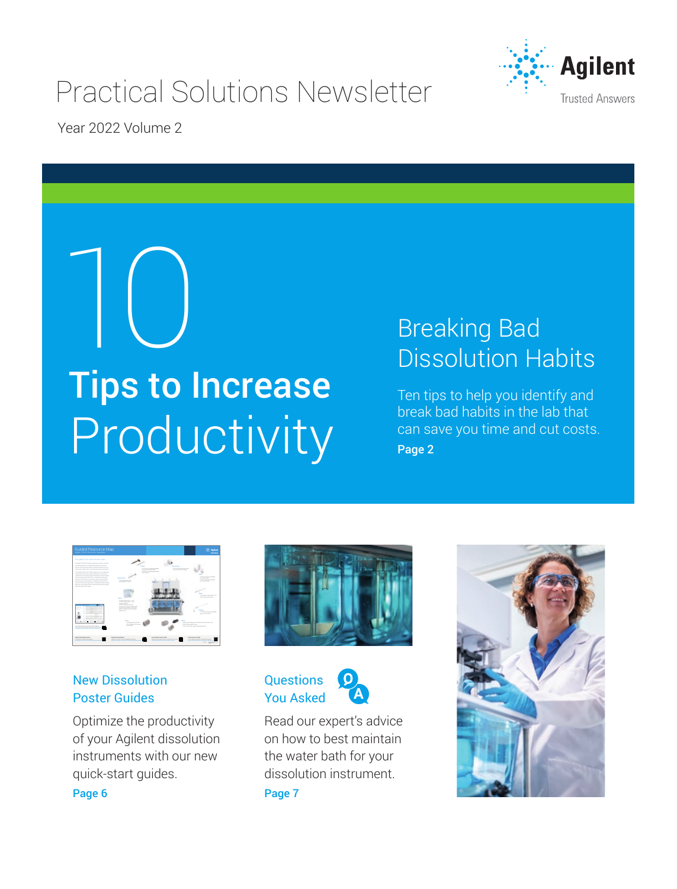# Practical Solutions Newsletter

Year 2022 Volume 2

Agilent

Trusted Answers

## 10 Tips to Increase Productivity

## Breaking Bad Dissolution Habits

Ten tips to help you identify and break bad habits in the lab that can save you time and cut costs.

**Page 2**

### New Dissolution Poster Guides

Optimize the productivity of your Agilent dissolution instruments with our new quick-start guides.

**Page 6**

### Questions You Asked

Read our expert's advice on how to best maintain the water bath for your dissolution instrument.

**Page 7**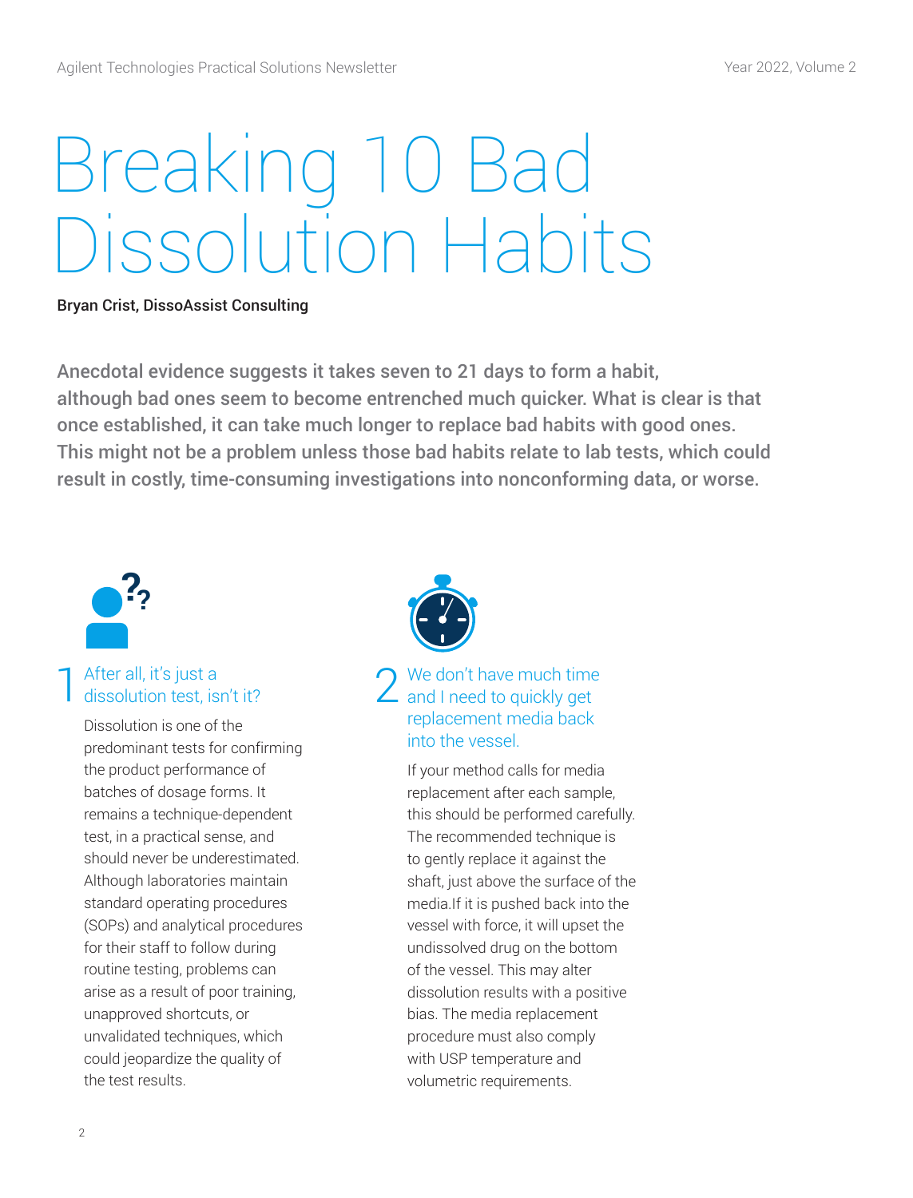# Breaking 10 Bad Dissolution Habits

Bryan Crist, DissoAssist Consulting

**Anecdotal evidence suggests it takes seven to 21 days to form a habit, although bad ones seem to become entrenched much quicker. What is clear is that once established, it can take much longer to replace bad habits with good ones. This might not be a problem unless those bad habits relate to lab tests, which could result in costly, time-consuming investigations into nonconforming data, or worse.**

## 1 After all, it's just a dissolution test, isn't it?

Dissolution is one of the predominant tests for confirming the product performance of batches of dosage forms. It remains a technique-dependent test, in a practical sense, and should never be underestimated. Although laboratories maintain standard operating procedures (SOPs) and analytical procedures for their staff to follow during routine testing, problems can arise as a result of poor training, unapproved shortcuts, or unvalidated techniques, which could jeopardize the quality of the test results.

## 2 We don't have much time and I need to quickly get replacement media back into the vessel.

If your method calls for media replacement after each sample, this should be performed carefully. The recommended technique is to gently replace it against the shaft, just above the surface of the media.If it is pushed back into the vessel with force, it will upset the undissolved drug on the bottom of the vessel. This may alter dissolution results with a positive bias. The media replacement procedure must also comply with USP temperature and volumetric requirements.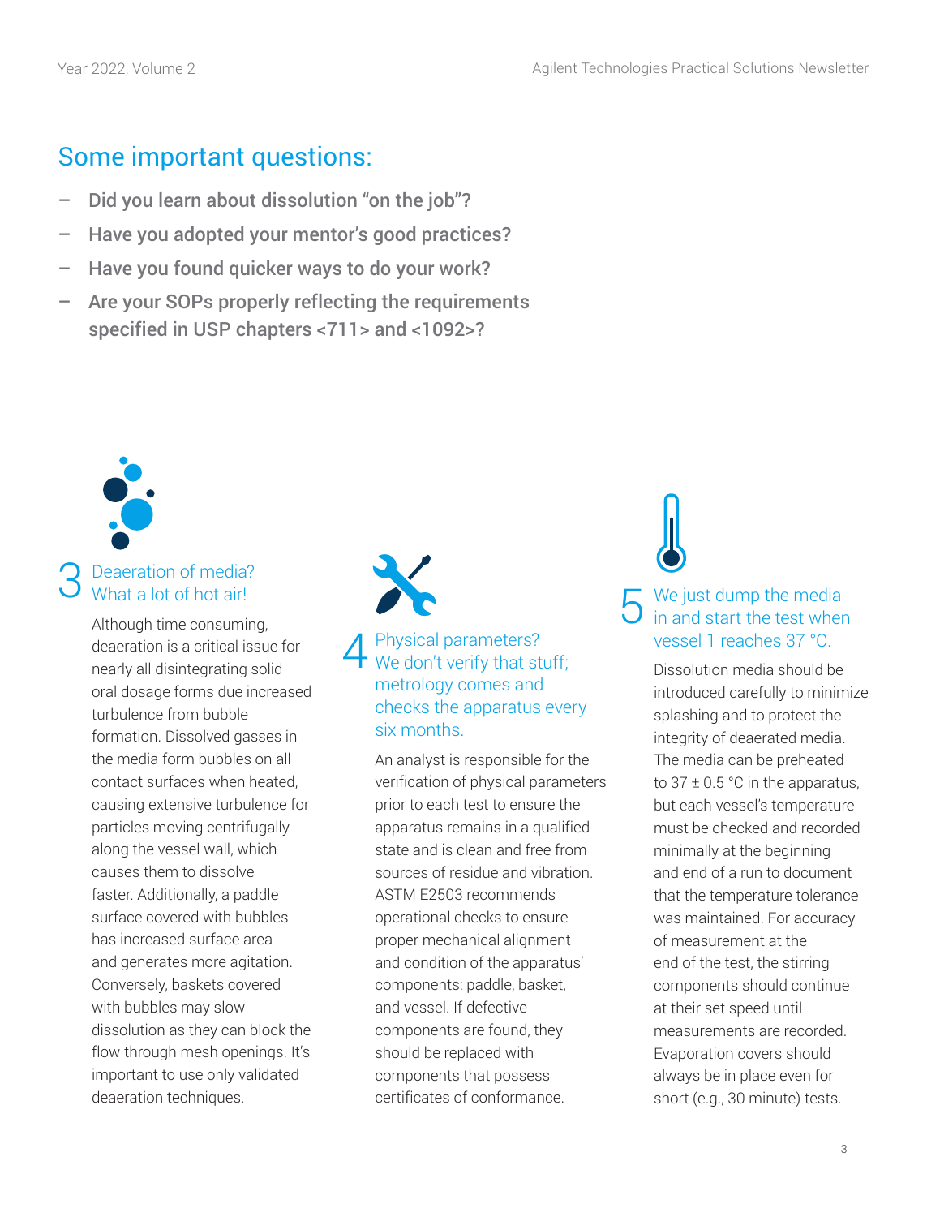## Some important questions:

- **Did you learn about dissolution "on the job"?**
- **Have you adopted your mentor's good practices?**
- **Have you found quicker ways to do your work?**
- **Are your SOPs properly reflecting the requirements specified in USP chapters <711> and <1092>?**

### 3 Deaeration of media? What a lot of hot air!

Although time consuming, deaeration is a critical issue for nearly all disintegrating solid oral dosage forms due increased turbulence from bubble formation. Dissolved gasses in the media form bubbles on all contact surfaces when heated, causing extensive turbulence for particles moving centrifugally along the vessel wall, which causes them to dissolve faster. Additionally, a paddle surface covered with bubbles has increased surface area and generates more agitation. Conversely, baskets covered with bubbles may slow dissolution as they can block the flow through mesh openings. It's important to use only validated deaeration techniques.

### 4 Physical parameters? We don't verify that stuff; metrology comes and checks the apparatus every six months.

An analyst is responsible for the verification of physical parameters prior to each test to ensure the apparatus remains in a qualified state and is clean and free from sources of residue and vibration. ASTM E2503 recommends operational checks to ensure proper mechanical alignment and condition of the apparatus' components: paddle, basket, and vessel. If defective components are found, they should be replaced with components that possess certificates of conformance.

### 5 We just dump the media in and start the test when vessel 1 reaches 37 °C.

Dissolution media should be introduced carefully to minimize splashing and to protect the integrity of deaerated media. The media can be preheated to 37 ± 0.5 °C in the apparatus, but each vessel's temperature must be checked and recorded minimally at the beginning and end of a run to document that the temperature tolerance was maintained. For accuracy of measurement at the end of the test, the stirring components should continue at their set speed until measurements are recorded. Evaporation covers should always be in place even for short (e.g., 30 minute) tests.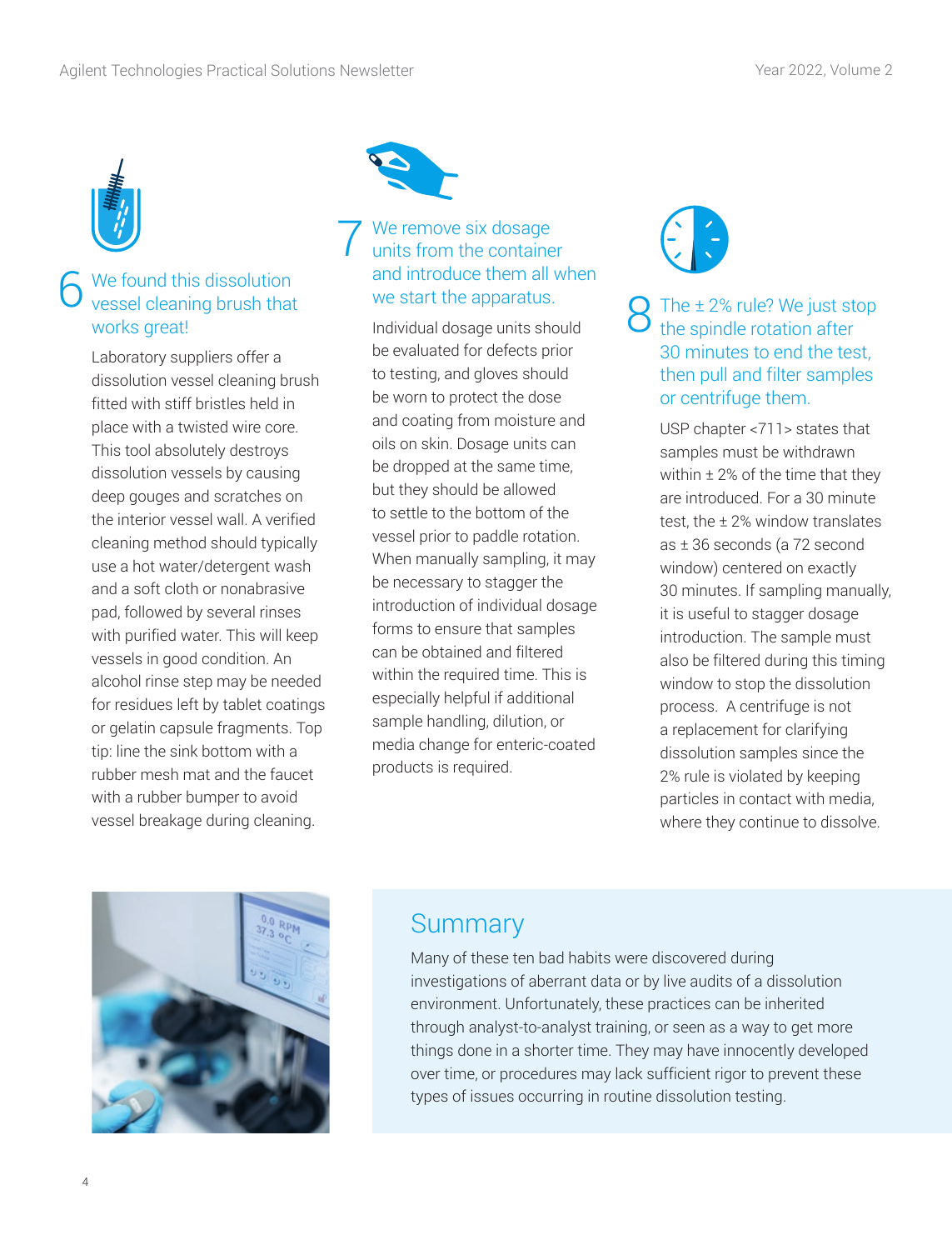## 6 We found this dissolution vessel cleaning brush that works great!

Laboratory suppliers offer a dissolution vessel cleaning brush fitted with stiff bristles held in place with a twisted wire core. This tool absolutely destroys dissolution vessels by causing deep gouges and scratches on the interior vessel wall. A verified cleaning method should typically use a hot water/detergent wash and a soft cloth or nonabrasive pad, followed by several rinses with purified water. This will keep vessels in good condition. An alcohol rinse step may be needed for residues left by tablet coatings or gelatin capsule fragments. Top tip: line the sink bottom with a rubber mesh mat and the faucet with a rubber bumper to avoid vessel breakage during cleaning.

## 7 We remove six dosage units from the container and introduce them all when we start the apparatus.

Individual dosage units should be evaluated for defects prior to testing, and gloves should be worn to protect the dose and coating from moisture and oils on skin. Dosage units can be dropped at the same time, but they should be allowed to settle to the bottom of the vessel prior to paddle rotation. When manually sampling, it may be necessary to stagger the introduction of individual dosage forms to ensure that samples can be obtained and filtered within the required time. This is especially helpful if additional sample handling, dilution, or media change for enteric-coated products is required.

## 8 The ± 2% rule? We just stop the spindle rotation after 30 minutes to end the test, then pull and filter samples or centrifuge them.

USP chapter <711> states that samples must be withdrawn within ± 2% of the time that they are introduced. For a 30 minute test, the ± 2% window translates as ± 36 seconds (a 72 second window) centered on exactly 30 minutes. If sampling manually, it is useful to stagger dosage introduction. The sample must also be filtered during this timing window to stop the dissolution process. A centrifuge is not a replacement for clarifying dissolution samples since the 2% rule is violated by keeping particles in contact with media, where they continue to dissolve.

## Summary

Many of these ten bad habits were discovered during investigations of aberrant data or by live audits of a dissolution environment. Unfortunately, these practices can be inherited through analyst-to-analyst training, or seen as a way to get more things done in a shorter time. They may have innocently developed over time, or procedures may lack sufficient rigor to prevent these types of issues occurring in routine dissolution testing.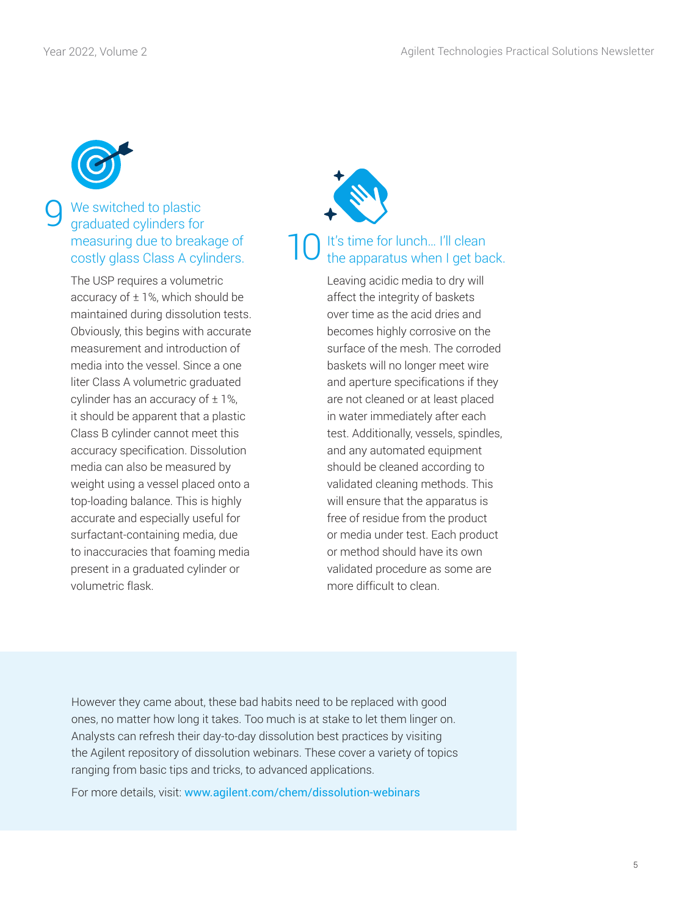## 9 We switched to plastic graduated cylinders for measuring due to breakage of costly glass Class A cylinders.

The USP requires a volumetric accuracy of ± 1%, which should be maintained during dissolution tests. Obviously, this begins with accurate measurement and introduction of media into the vessel. Since a one liter Class A volumetric graduated cylinder has an accuracy of ± 1%, it should be apparent that a plastic Class B cylinder cannot meet this accuracy specification. Dissolution media can also be measured by weight using a vessel placed onto a top-loading balance. This is highly accurate and especially useful for surfactant-containing media, due to inaccuracies that foaming media present in a graduated cylinder or volumetric flask.

## 10 It's time for lunch… I'll clean the apparatus when I get back.

Leaving acidic media to dry will affect the integrity of baskets over time as the acid dries and becomes highly corrosive on the surface of the mesh. The corroded baskets will no longer meet wire and aperture specifications if they are not cleaned or at least placed in water immediately after each test. Additionally, vessels, spindles, and any automated equipment should be cleaned according to validated cleaning methods. This will ensure that the apparatus is free of residue from the product or media under test. Each product or method should have its own validated procedure as some are more difficult to clean.

However they came about, these bad habits need to be replaced with good ones, no matter how long it takes. Too much is at stake to let them linger on. Analysts can refresh their day-to-day dissolution best practices by visiting the Agilent repository of dissolution webinars. These cover a variety of topics ranging from basic tips and tricks, to advanced applications.

For more details, visit: www.agilent.com/chem/dissolution-webinars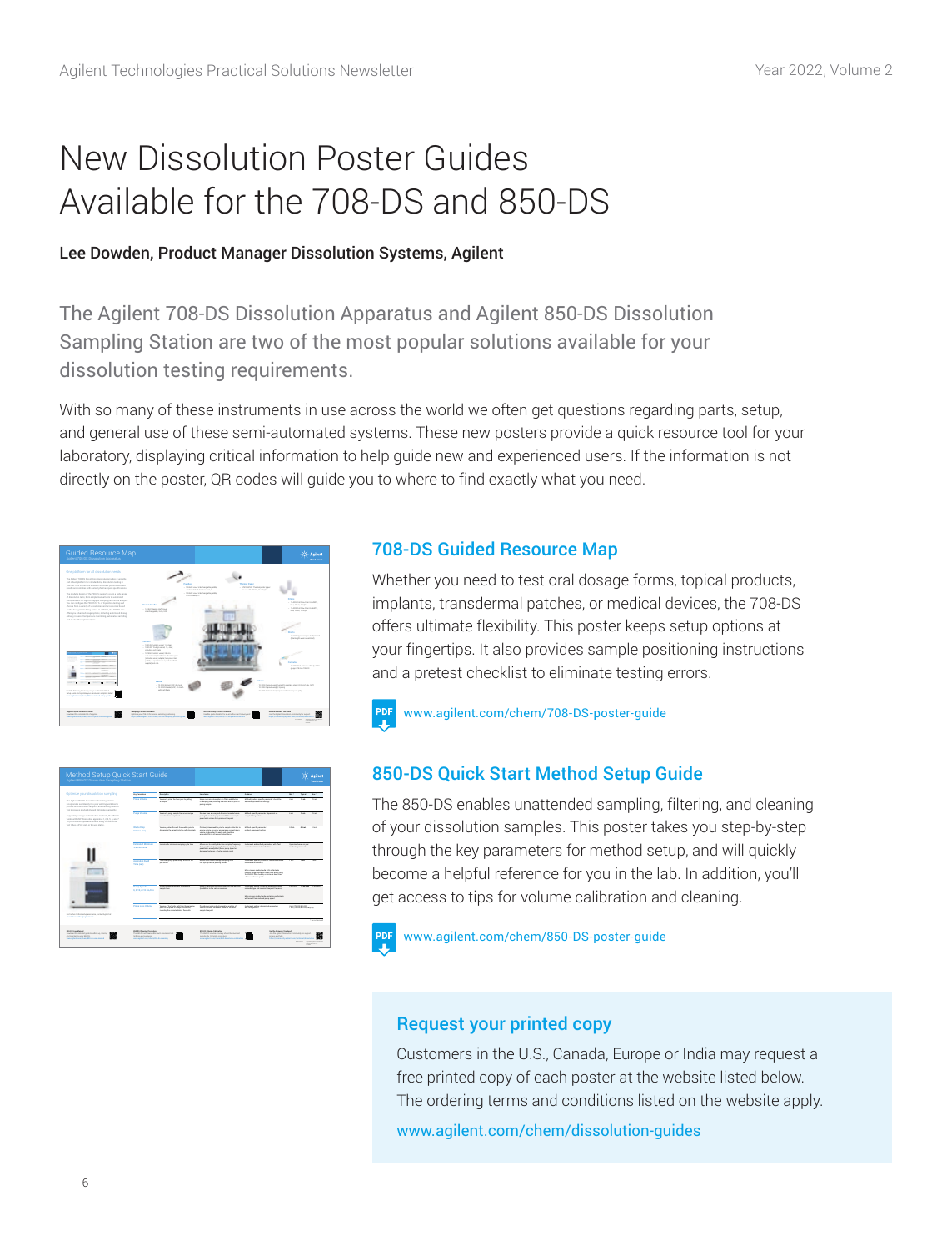# New Dissolution Poster Guides Available for the 708-DS and 850-DS

**Lee Dowden, Product Manager Dissolution Systems, Agilent**

The Agilent 708-DS Dissolution Apparatus and Agilent 850-DS Dissolution Sampling Station are two of the most popular solutions available for your dissolution testing requirements.

With so many of these instruments in use across the world we often get questions regarding parts, setup, and general use of these semi-automated systems. These new posters provide a quick resource tool for your laboratory, displaying critical information to help guide new and experienced users. If the information is not directly on the poster, QR codes will guide you to where to find exactly what you need.

## 708-DS Guided Resource Map

Whether you need to test oral dosage forms, topical products, implants, transdermal patches, or medical devices, the 708-DS offers ultimate flexibility. This poster keeps setup options at your fingertips. It also provides sample positioning instructions and a pretest checklist to eliminate testing errors.

www.agilent.com/chem/708-DS-poster-guide

## 850-DS Quick Start Method Setup Guide

The 850-DS enables unattended sampling, filtering, and cleaning of your dissolution samples. This poster takes you step-by-step through the key parameters for method setup, and will quickly become a helpful reference for you in the lab. In addition, you'll get access to tips for volume calibration and cleaning.

www.agilent.com/chem/850-DS-poster-guide

### Request your printed copy

Customers in the U.S., Canada, Europe or India may request a free printed copy of each poster at the website listed below. The ordering terms and conditions listed on the website apply.

www.agilent.com/chem/dissolution-guides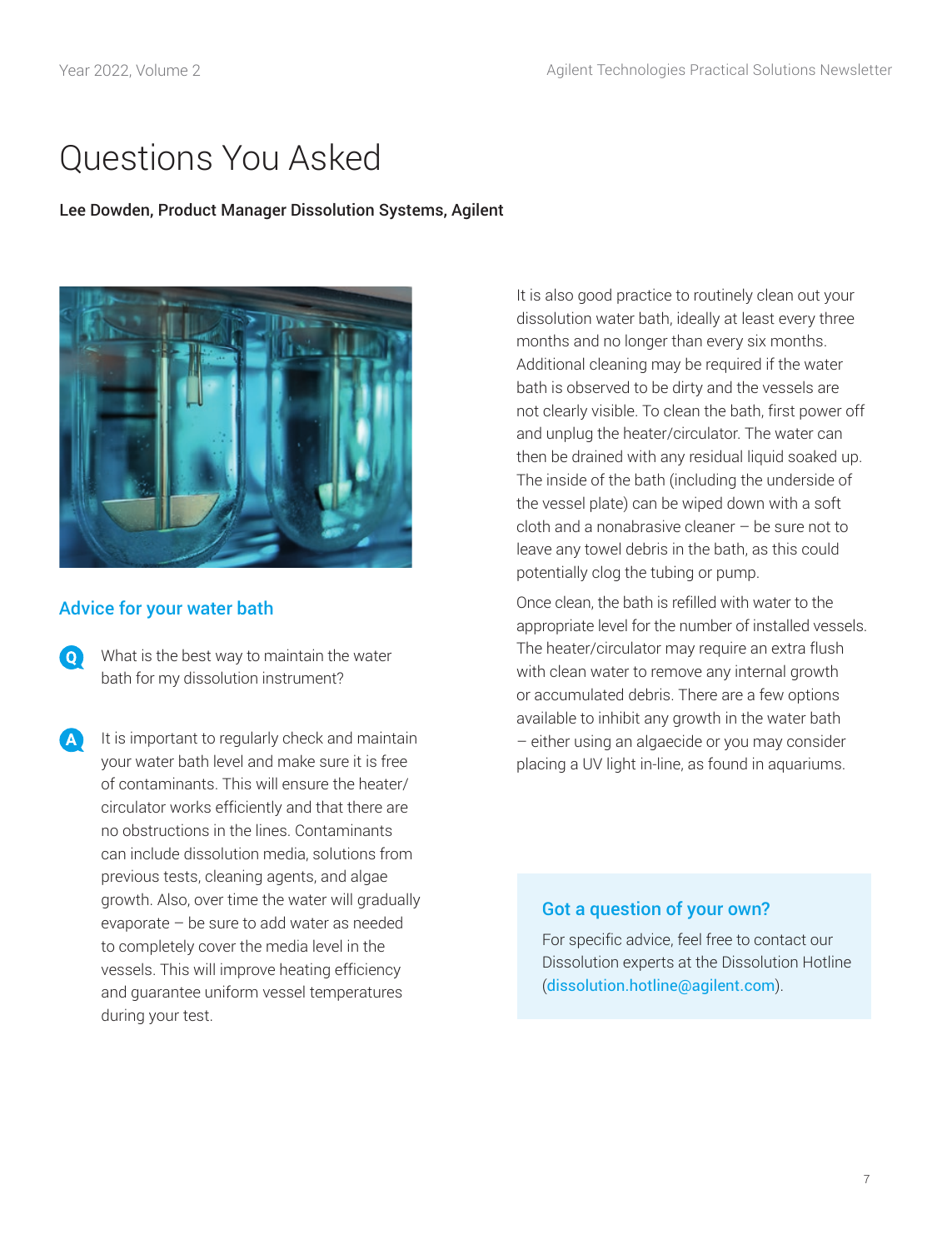# Questions You Asked

**Lee Dowden, Product Manager Dissolution Systems, Agilent**

## Advice for your water bath

**Q** What is the best way to maintain the water bath for my dissolution instrument?

**A** It is important to regularly check and maintain your water bath level and make sure it is free of contaminants. This will ensure the heater/circulator works efficiently and that there are no obstructions in the lines. Contaminants can include dissolution media, solutions from previous tests, cleaning agents, and algae growth. Also, over time the water will gradually evaporate – be sure to add water as needed to completely cover the media level in the vessels. This will improve heating efficiency and guarantee uniform vessel temperatures during your test.

It is also good practice to routinely clean out your dissolution water bath, ideally at least every three months and no longer than every six months. Additional cleaning may be required if the water bath is observed to be dirty and the vessels are not clearly visible. To clean the bath, first power off and unplug the heater/circulator. The water can then be drained with any residual liquid soaked up. The inside of the bath (including the underside of the vessel plate) can be wiped down with a soft cloth and a nonabrasive cleaner – be sure not to leave any towel debris in the bath, as this could potentially clog the tubing or pump.

Once clean, the bath is refilled with water to the appropriate level for the number of installed vessels. The heater/circulator may require an extra flush with clean water to remove any internal growth or accumulated debris. There are a few options available to inhibit any growth in the water bath – either using an algaecide or you may consider placing a UV light in-line, as found in aquariums.

### Got a question of your own?

For specific advice, feel free to contact our Dissolution experts at the Dissolution Hotline (dissolution.hotline@agilent.com).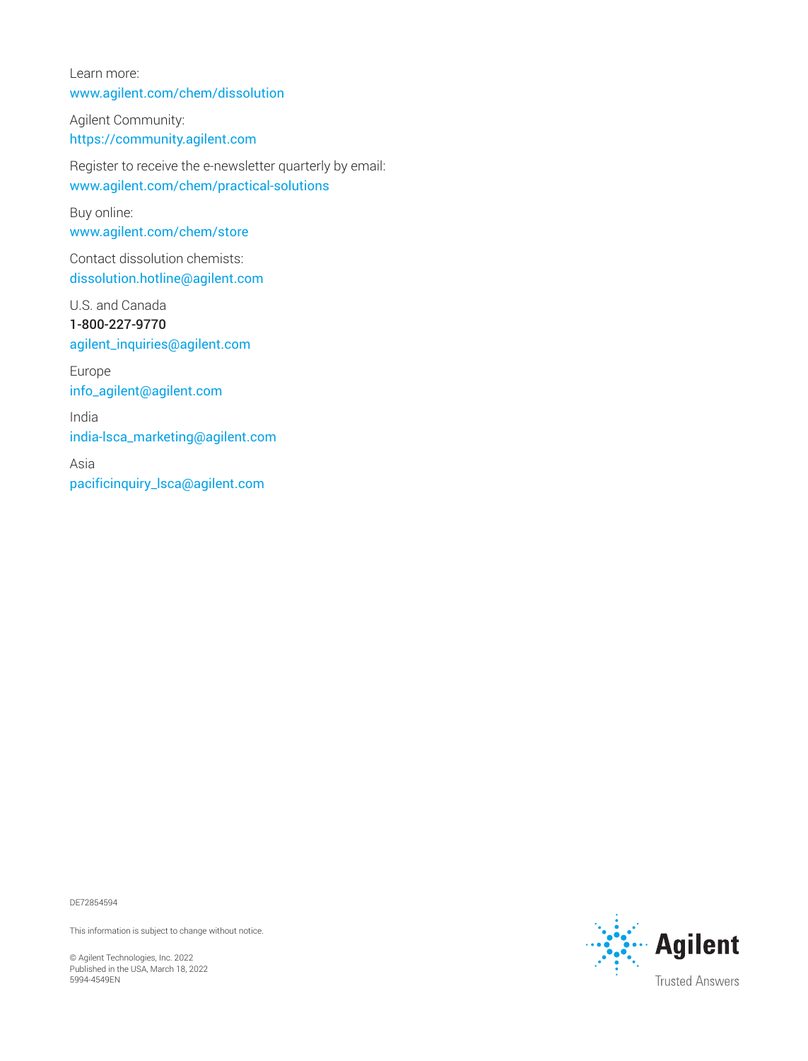Learn more:
www.agilent.com/chem/dissolution

Agilent Community:
https://community.agilent.com

Register to receive the e-newsletter quarterly by email:
www.agilent.com/chem/practical-solutions

Buy online:
www.agilent.com/chem/store

Contact dissolution chemists:
dissolution.hotline@agilent.com

U.S. and Canada
**1-800-227-9770**
agilent_inquiries@agilent.com

Europe
info_agilent@agilent.com

India
india-lsca_marketing@agilent.com

Asia
pacificinquiry_lsca@agilent.com

DE72854594

This information is subject to change without notice.

© Agilent Technologies, Inc. 2022
Published in the USA, March 18, 2022
5994-4549EN

Agilent
Trusted Answers